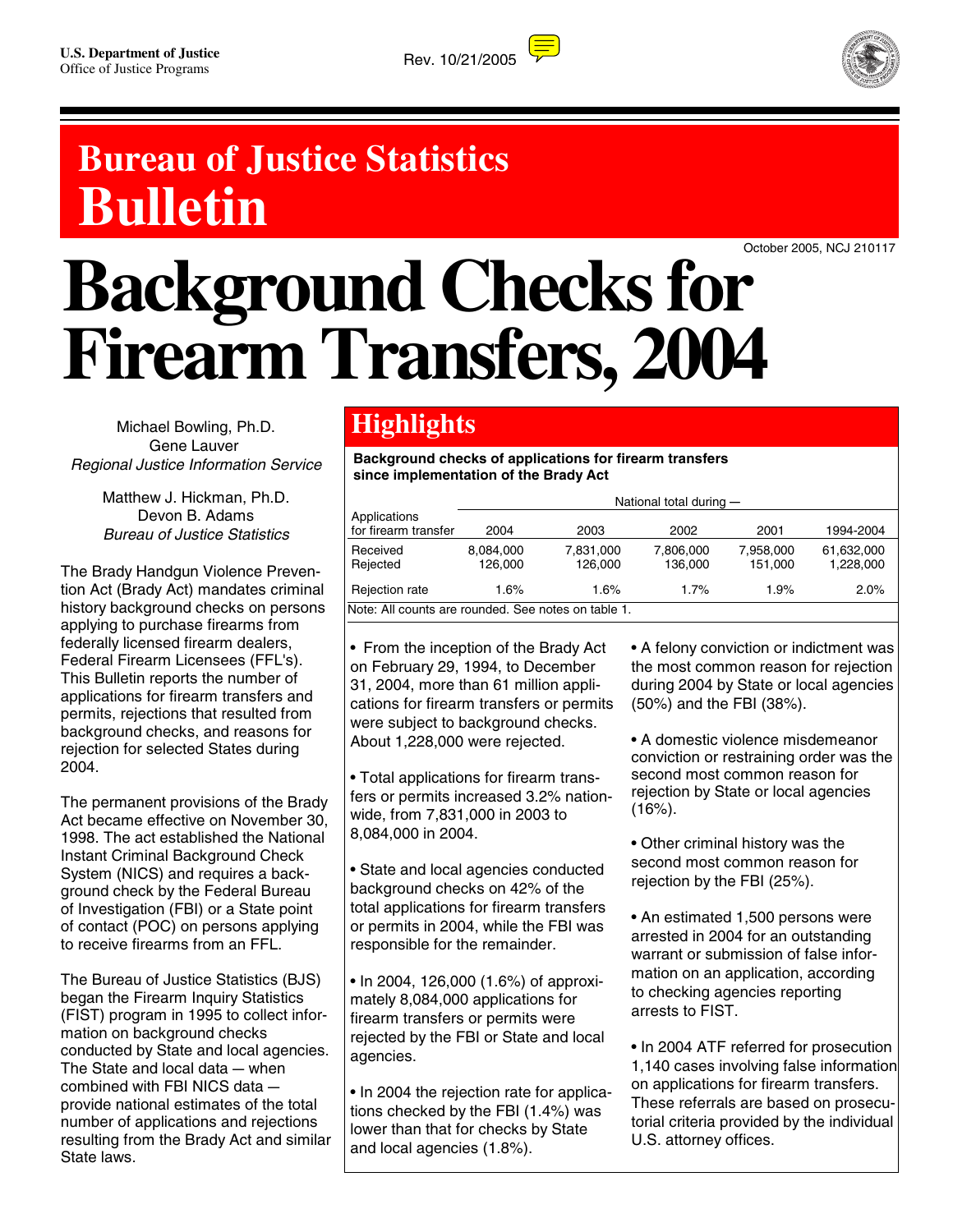U.S. Department of Justice
Office of Justice Programs

Rev. 10/21/2005

# Bureau of Justice Statistics Bulletin

October 2005, NCJ 210117

# Background Checks for Firearm Transfers, 2004

Michael Bowling, Ph.D.
Gene Lauver
*Regional Justice Information Service*

Matthew J. Hickman, Ph.D.
Devon B. Adams
*Bureau of Justice Statistics*

The Brady Handgun Violence Prevention Act (Brady Act) mandates criminal history background checks on persons applying to purchase firearms from federally licensed firearm dealers, Federal Firearm Licensees (FFL's). This Bulletin reports the number of applications for firearm transfers and permits, rejections that resulted from background checks, and reasons for rejection for selected States during 2004.

The permanent provisions of the Brady Act became effective on November 30, 1998. The act established the National Instant Criminal Background Check System (NICS) and requires a background check by the Federal Bureau of Investigation (FBI) or a State point of contact (POC) on persons applying to receive firearms from an FFL.

The Bureau of Justice Statistics (BJS) began the Firearm Inquiry Statistics (FIST) program in 1995 to collect information on background checks conducted by State and local agencies. The State and local data — when combined with FBI NICS data — provide national estimates of the total number of applications and rejections resulting from the Brady Act and similar State laws.

## Highlights

**Background checks of applications for firearm transfers since implementation of the Brady Act**

| Applications for firearm transfer | National total during — | | | | |
|---|---|---|---|---|---|
| | 2004 | 2003 | 2002 | 2001 | 1994-2004 |
| Received | 8,084,000 | 7,831,000 | 7,806,000 | 7,958,000 | 61,632,000 |
| Rejected | 126,000 | 126,000 | 136,000 | 151,000 | 1,228,000 |
| Rejection rate | 1.6% | 1.6% | 1.7% | 1.9% | 2.0% |

Note: All counts are rounded. See notes on table 1.

- From the inception of the Brady Act on February 29, 1994, to December 31, 2004, more than 61 million applications for firearm transfers or permits were subject to background checks. About 1,228,000 were rejected.

- Total applications for firearm transfers or permits increased 3.2% nationwide, from 7,831,000 in 2003 to 8,084,000 in 2004.

- State and local agencies conducted background checks on 42% of the total applications for firearm transfers or permits in 2004, while the FBI was responsible for the remainder.

- In 2004, 126,000 (1.6%) of approximately 8,084,000 applications for firearm transfers or permits were rejected by the FBI or State and local agencies.

- In 2004 the rejection rate for applications checked by the FBI (1.4%) was lower than that for checks by State and local agencies (1.8%).

- A felony conviction or indictment was the most common reason for rejection during 2004 by State or local agencies (50%) and the FBI (38%).

- A domestic violence misdemeanor conviction or restraining order was the second most common reason for rejection by State or local agencies (16%).

- Other criminal history was the second most common reason for rejection by the FBI (25%).

- An estimated 1,500 persons were arrested in 2004 for an outstanding warrant or submission of false information on an application, according to checking agencies reporting arrests to FIST.

- In 2004 ATF referred for prosecution 1,140 cases involving false information on applications for firearm transfers. These referrals are based on prosecutorial criteria provided by the individual U.S. attorney offices.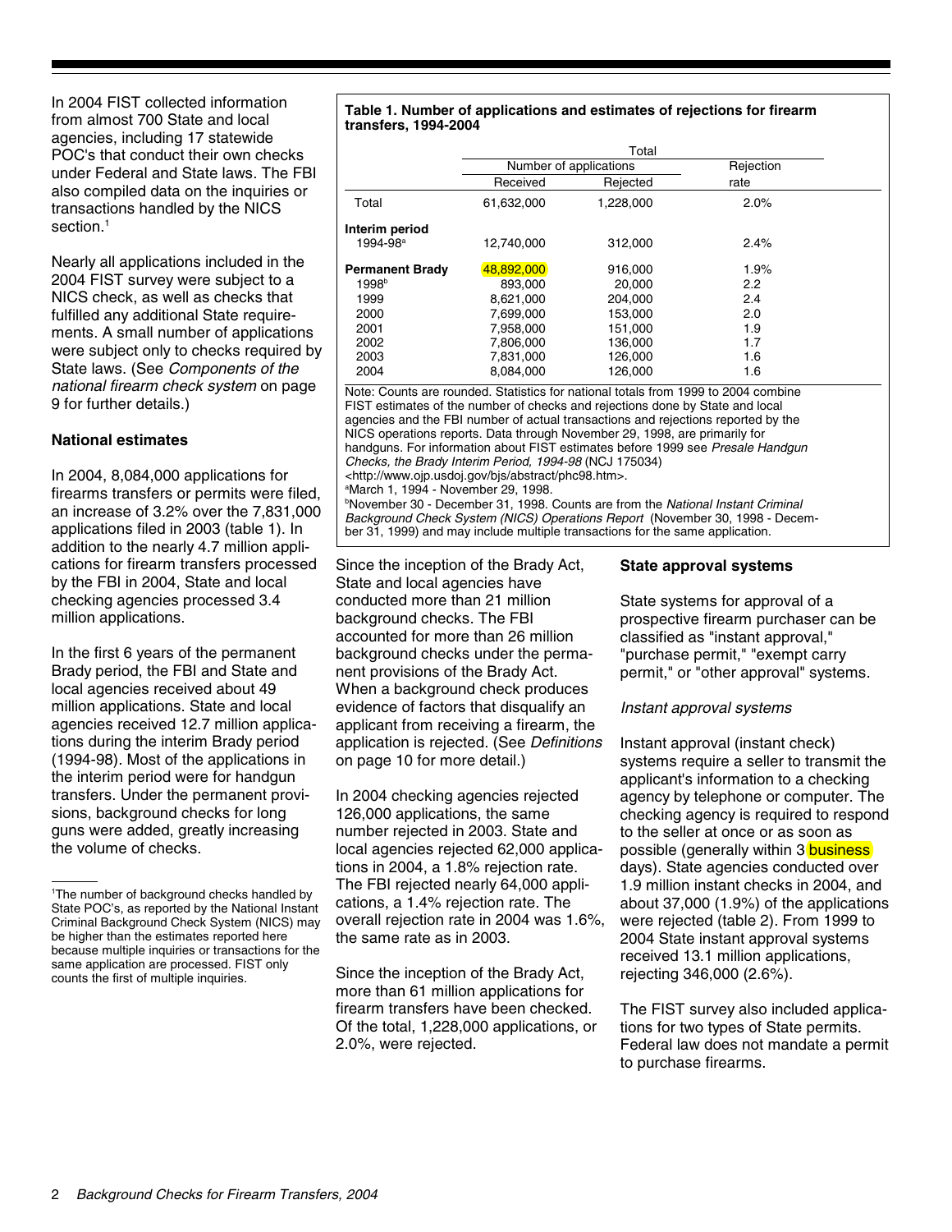In 2004 FIST collected information from almost 700 State and local agencies, including 17 statewide POC's that conduct their own checks under Federal and State laws. The FBI also compiled data on the inquiries or transactions handled by the NICS section.[1]

Nearly all applications included in the 2004 FIST survey were subject to a NICS check, as well as checks that fulfilled any additional State requirements. A small number of applications were subject only to checks required by State laws. (See *Components of the national firearm check system* on page 9 for further details.)

**National estimates**

In 2004, 8,084,000 applications for firearms transfers or permits were filed, an increase of 3.2% over the 7,831,000 applications filed in 2003 (table 1). In addition to the nearly 4.7 million applications for firearm transfers processed by the FBI in 2004, State and local checking agencies processed 3.4 million applications.

In the first 6 years of the permanent Brady period, the FBI and State and local agencies received about 49 million applications. State and local agencies received 12.7 million applications during the interim Brady period (1994-98). Most of the applications in the interim period were for handgun transfers. Under the permanent provisions, background checks for long guns were added, greatly increasing the volume of checks.

**Table 1. Number of applications and estimates of rejections for firearm transfers, 1994-2004**

| | Total | | |
|---|---|---|---|
| | Number of applications | | Rejection |
| | Received | Rejected | rate |
| Total | 61,632,000 | 1,228,000 | 2.0% |
| **Interim period** | | | |
| 1994-98[a] | 12,740,000 | 312,000 | 2.4% |
| **Permanent Brady** | 48,892,000 | 916,000 | 1.9% |
| 1998[b] | 893,000 | 20,000 | 2.2 |
| 1999 | 8,621,000 | 204,000 | 2.4 |
| 2000 | 7,699,000 | 153,000 | 2.0 |
| 2001 | 7,958,000 | 151,000 | 1.9 |
| 2002 | 7,806,000 | 136,000 | 1.7 |
| 2003 | 7,831,000 | 126,000 | 1.6 |
| 2004 | 8,084,000 | 126,000 | 1.6 |

Note: Counts are rounded. Statistics for national totals from 1999 to 2004 combine FIST estimates of the number of checks and rejections done by State and local agencies and the FBI number of actual transactions and rejections reported by the NICS operations reports. Data through November 29, 1998, are primarily for handguns. For information about FIST estimates before 1999 see *Presale Handgun Checks, the Brady Interim Period, 1994-98* (NCJ 175034) <http://www.ojp.usdoj.gov/bjs/abstract/phc98.htm>.
[a]March 1, 1994 - November 29, 1998.
[b]November 30 - December 31, 1998. Counts are from the *National Instant Criminal Background Check System (NICS) Operations Report* (November 30, 1998 - December 31, 1999) and may include multiple transactions for the same application.

Since the inception of the Brady Act, State and local agencies have conducted more than 21 million background checks. The FBI accounted for more than 26 million background checks under the permanent provisions of the Brady Act. When a background check produces evidence of factors that disqualify an applicant from receiving a firearm, the application is rejected. (See *Definitions* on page 10 for more detail.)

In 2004 checking agencies rejected 126,000 applications, the same number rejected in 2003. State and local agencies rejected 62,000 applications in 2004, a 1.8% rejection rate. The FBI rejected nearly 64,000 applications, a 1.4% rejection rate. The overall rejection rate in 2004 was 1.6%, the same rate as in 2003.

Since the inception of the Brady Act, more than 61 million applications for firearm transfers have been checked. Of the total, 1,228,000 applications, or 2.0%, were rejected.

**State approval systems**

State systems for approval of a prospective firearm purchaser can be classified as "instant approval," "purchase permit," "exempt carry permit," or "other approval" systems.

*Instant approval systems*

Instant approval (instant check) systems require a seller to transmit the applicant's information to a checking agency by telephone or computer. The checking agency is required to respond to the seller at once or as soon as possible (generally within 3 business days). State agencies conducted over 1.9 million instant checks in 2004, and about 37,000 (1.9%) of the applications were rejected (table 2). From 1999 to 2004 State instant approval systems received 13.1 million applications, rejecting 346,000 (2.6%).

The FIST survey also included applications for two types of State permits. Federal law does not mandate a permit to purchase firearms.

[1]The number of background checks handled by State POC's, as reported by the National Instant Criminal Background Check System (NICS) may be higher than the estimates reported here because multiple inquiries or transactions for the same application are processed. FIST only counts the first of multiple inquiries.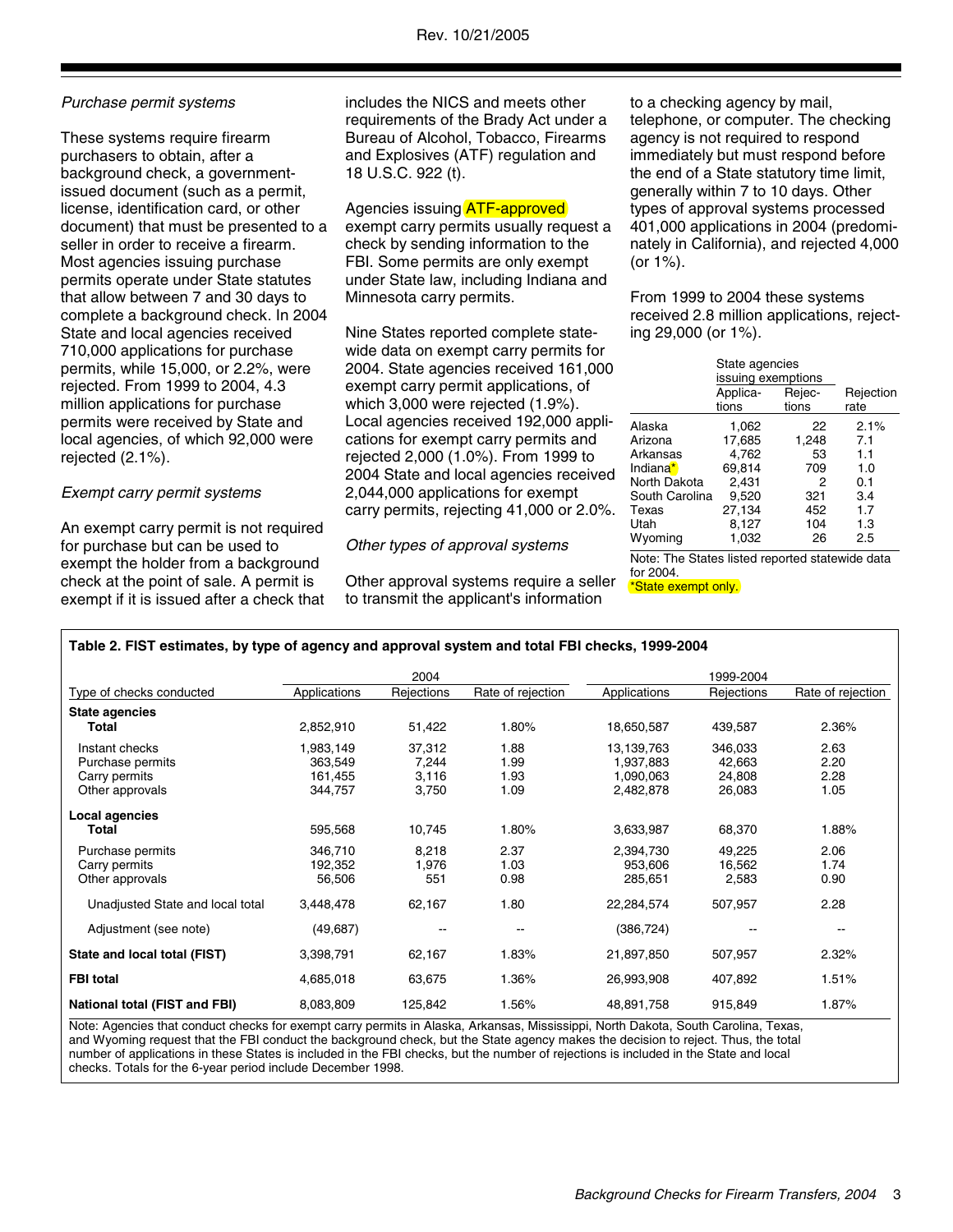*Purchase permit systems*

These systems require firearm purchasers to obtain, after a background check, a government-issued document (such as a permit, license, identification card, or other document) that must be presented to a seller in order to receive a firearm. Most agencies issuing purchase permits operate under State statutes that allow between 7 and 30 days to complete a background check. In 2004 State and local agencies received 710,000 applications for purchase permits, while 15,000, or 2.2%, were rejected. From 1999 to 2004, 4.3 million applications for purchase permits were received by State and local agencies, of which 92,000 were rejected (2.1%).

*Exempt carry permit systems*

An exempt carry permit is not required for purchase but can be used to exempt the holder from a background check at the point of sale. A permit is exempt if it is issued after a check that includes the NICS and meets other requirements of the Brady Act under a Bureau of Alcohol, Tobacco, Firearms and Explosives (ATF) regulation and 18 U.S.C. 922 (t).

Agencies issuing ATF-approved exempt carry permits usually request a check by sending information to the FBI. Some permits are only exempt under State law, including Indiana and Minnesota carry permits.

Nine States reported complete statewide data on exempt carry permits for 2004. State agencies received 161,000 exempt carry permit applications, of which 3,000 were rejected (1.9%). Local agencies received 192,000 applications for exempt carry permits and rejected 2,000 (1.0%). From 1999 to 2004 State and local agencies received 2,044,000 applications for exempt carry permits, rejecting 41,000 or 2.0%.

*Other types of approval systems*

Other approval systems require a seller to transmit the applicant's information to a checking agency by mail, telephone, or computer. The checking agency is not required to respond immediately but must respond before the end of a State statutory time limit, generally within 7 to 10 days. Other types of approval systems processed 401,000 applications in 2004 (predominately in California), and rejected 4,000 (or 1%).

From 1999 to 2004 these systems received 2.8 million applications, rejecting 29,000 (or 1%).

| | State agencies issuing exemptions | | |
|---|---|---|---|
| | Applications | Rejections | Rejection rate |
| Alaska | 1,062 | 22 | 2.1% |
| Arizona | 17,685 | 1,248 | 7.1 |
| Arkansas | 4,762 | 53 | 1.1 |
| Indiana* | 69,814 | 709 | 1.0 |
| North Dakota | 2,431 | 2 | 0.1 |
| South Carolina | 9,520 | 321 | 3.4 |
| Texas | 27,134 | 452 | 1.7 |
| Utah | 8,127 | 104 | 1.3 |
| Wyoming | 1,032 | 26 | 2.5 |

Note: The States listed reported statewide data for 2004.
*State exempt only.

**Table 2. FIST estimates, by type of agency and approval system and total FBI checks, 1999-2004**

| | 2004 | | | 1999-2004 | | |
|---|---|---|---|---|---|---|
| Type of checks conducted | Applications | Rejections | Rate of rejection | Applications | Rejections | Rate of rejection |
| **State agencies** | | | | | | |
| **Total** | 2,852,910 | 51,422 | 1.80% | 18,650,587 | 439,587 | 2.36% |
| Instant checks | 1,983,149 | 37,312 | 1.88 | 13,139,763 | 346,033 | 2.63 |
| Purchase permits | 363,549 | 7,244 | 1.99 | 1,937,883 | 42,663 | 2.20 |
| Carry permits | 161,455 | 3,116 | 1.93 | 1,090,063 | 24,808 | 2.28 |
| Other approvals | 344,757 | 3,750 | 1.09 | 2,482,878 | 26,083 | 1.05 |
| **Local agencies** | | | | | | |
| **Total** | 595,568 | 10,745 | 1.80% | 3,633,987 | 68,370 | 1.88% |
| Purchase permits | 346,710 | 8,218 | 2.37 | 2,394,730 | 49,225 | 2.06 |
| Carry permits | 192,352 | 1,976 | 1.03 | 953,606 | 16,562 | 1.74 |
| Other approvals | 56,506 | 551 | 0.98 | 285,651 | 2,583 | 0.90 |
| Unadjusted State and local total | 3,448,478 | 62,167 | 1.80 | 22,284,574 | 507,957 | 2.28 |
| Adjustment (see note) | (49,687) | -- | -- | (386,724) | -- | -- |
| **State and local total (FIST)** | 3,398,791 | 62,167 | 1.83% | 21,897,850 | 507,957 | 2.32% |
| **FBI total** | 4,685,018 | 63,675 | 1.36% | 26,993,908 | 407,892 | 1.51% |
| **National total (FIST and FBI)** | 8,083,809 | 125,842 | 1.56% | 48,891,758 | 915,849 | 1.87% |

Note: Agencies that conduct checks for exempt carry permits in Alaska, Arkansas, Mississippi, North Dakota, South Carolina, Texas, and Wyoming request that the FBI conduct the background check, but the State agency makes the decision to reject. Thus, the total number of applications in these States is included in the FBI checks, but the number of rejections is included in the State and local checks. Totals for the 6-year period include December 1998.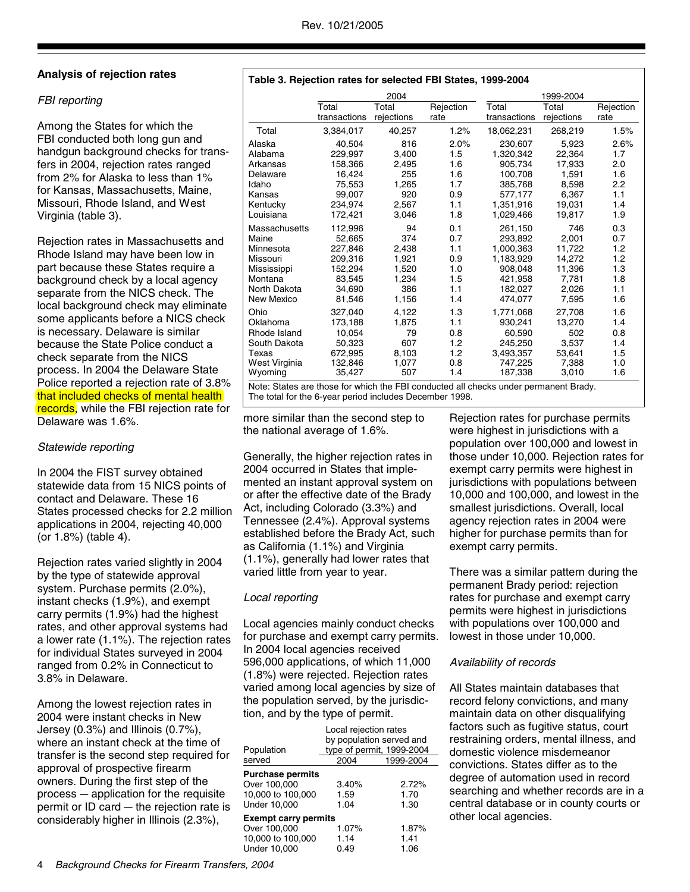## Analysis of rejection rates

### *FBI reporting*

Among the States for which the FBI conducted both long gun and handgun background checks for transfers in 2004, rejection rates ranged from 2% for Alaska to less than 1% for Kansas, Massachusetts, Maine, Missouri, Rhode Island, and West Virginia (table 3).

Rejection rates in Massachusetts and Rhode Island may have been low in part because these States require a background check by a local agency separate from the NICS check. The local background check may eliminate some applicants before a NICS check is necessary. Delaware is similar because the State Police conduct a check separate from the NICS process. In 2004 the Delaware State Police reported a rejection rate of 3.8% that included checks of mental health records, while the FBI rejection rate for Delaware was 1.6%.

**Table 3. Rejection rates for selected FBI States, 1999-2004**

| | 2004 | | | 1999-2004 | | |
|---|---|---|---|---|---|---|
| | Total transactions | Total rejections | Rejection rate | Total transactions | Total rejections | Rejection rate |
| Total | 3,384,017 | 40,257 | 1.2% | 18,062,231 | 268,219 | 1.5% |
| Alaska | 40,504 | 816 | 2.0% | 230,607 | 5,923 | 2.6% |
| Alabama | 229,997 | 3,400 | 1.5 | 1,320,342 | 22,364 | 1.7 |
| Arkansas | 158,366 | 2,495 | 1.6 | 905,734 | 17,933 | 2.0 |
| Delaware | 16,424 | 255 | 1.6 | 100,708 | 1,591 | 1.6 |
| Idaho | 75,553 | 1,265 | 1.7 | 385,768 | 8,598 | 2.2 |
| Kansas | 99,007 | 920 | 0.9 | 577,177 | 6,367 | 1.1 |
| Kentucky | 234,974 | 2,567 | 1.1 | 1,351,916 | 19,031 | 1.4 |
| Louisiana | 172,421 | 3,046 | 1.8 | 1,029,466 | 19,817 | 1.9 |
| Massachusetts | 112,996 | 94 | 0.1 | 261,150 | 746 | 0.3 |
| Maine | 52,665 | 374 | 0.7 | 293,892 | 2,001 | 0.7 |
| Minnesota | 227,846 | 2,438 | 1.1 | 1,000,363 | 11,722 | 1.2 |
| Missouri | 209,316 | 1,921 | 0.9 | 1,183,929 | 14,272 | 1.2 |
| Mississippi | 152,294 | 1,520 | 1.0 | 908,048 | 11,396 | 1.3 |
| Montana | 83,545 | 1,234 | 1.5 | 421,958 | 7,781 | 1.8 |
| North Dakota | 34,690 | 386 | 1.1 | 182,027 | 2,026 | 1.1 |
| New Mexico | 81,546 | 1,156 | 1.4 | 474,077 | 7,595 | 1.6 |
| Ohio | 327,040 | 4,122 | 1.3 | 1,771,068 | 27,708 | 1.6 |
| Oklahoma | 173,188 | 1,875 | 1.1 | 930,241 | 13,270 | 1.4 |
| Rhode Island | 10,054 | 79 | 0.8 | 60,590 | 502 | 0.8 |
| South Dakota | 50,323 | 607 | 1.2 | 245,250 | 3,537 | 1.4 |
| Texas | 672,995 | 8,103 | 1.2 | 3,493,357 | 53,641 | 1.5 |
| West Virginia | 132,846 | 1,077 | 0.8 | 747,225 | 7,388 | 1.0 |
| Wyoming | 35,427 | 507 | 1.4 | 187,338 | 3,010 | 1.6 |

Note: States are those for which the FBI conducted all checks under permanent Brady. The total for the 6-year period includes December 1998.

### *Statewide reporting*

In 2004 the FIST survey obtained statewide data from 15 NICS points of contact and Delaware. These 16 States processed checks for 2.2 million applications in 2004, rejecting 40,000 (or 1.8%) (table 4).

Rejection rates varied slightly in 2004 by the type of statewide approval system. Purchase permits (2.0%), instant checks (1.9%), and exempt carry permits (1.9%) had the highest rates, and other approval systems had a lower rate (1.1%). The rejection rates for individual States surveyed in 2004 ranged from 0.2% in Connecticut to 3.8% in Delaware.

Among the lowest rejection rates in 2004 were instant checks in New Jersey (0.3%) and Illinois (0.7%), where an instant check at the time of transfer is the second step required for approval of prospective firearm owners. During the first step of the process — application for the requisite permit or ID card — the rejection rate is considerably higher in Illinois (2.3%), more similar than the second step to the national average of 1.6%.

Generally, the higher rejection rates in 2004 occurred in States that implemented an instant approval system on or after the effective date of the Brady Act, including Colorado (3.3%) and Tennessee (2.4%). Approval systems established before the Brady Act, such as California (1.1%) and Virginia (1.1%), generally had lower rates that varied little from year to year.

### *Local reporting*

Local agencies mainly conduct checks for purchase and exempt carry permits. In 2004 local agencies received 596,000 applications, of which 11,000 (1.8%) were rejected. Rejection rates varied among local agencies by size of the population served, by the jurisdiction, and by the type of permit.

| Population served | Local rejection rates by population served and type of permit, 1999-2004 | |
|---|---|---|
| | 2004 | 1999-2004 |
| **Purchase permits** | | |
| Over 100,000 | 3.40% | 2.72% |
| 10,000 to 100,000 | 1.59 | 1.70 |
| Under 10,000 | 1.04 | 1.30 |
| **Exempt carry permits** | | |
| Over 100,000 | 1.07% | 1.87% |
| 10,000 to 100,000 | 1.14 | 1.41 |
| Under 10,000 | 0.49 | 1.06 |

Rejection rates for purchase permits were highest in jurisdictions with a population over 100,000 and lowest in those under 10,000. Rejection rates for exempt carry permits were highest in jurisdictions with populations between 10,000 and 100,000, and lowest in the smallest jurisdictions. Overall, local agency rejection rates in 2004 were higher for purchase permits than for exempt carry permits.

There was a similar pattern during the permanent Brady period: rejection rates for purchase and exempt carry permits were highest in jurisdictions with populations over 100,000 and lowest in those under 10,000.

### *Availability of records*

All States maintain databases that record felony convictions, and many maintain data on other disqualifying factors such as fugitive status, court restraining orders, mental illness, and domestic violence misdemeanor convictions. States differ as to the degree of automation used in record searching and whether records are in a central database or in county courts or other local agencies.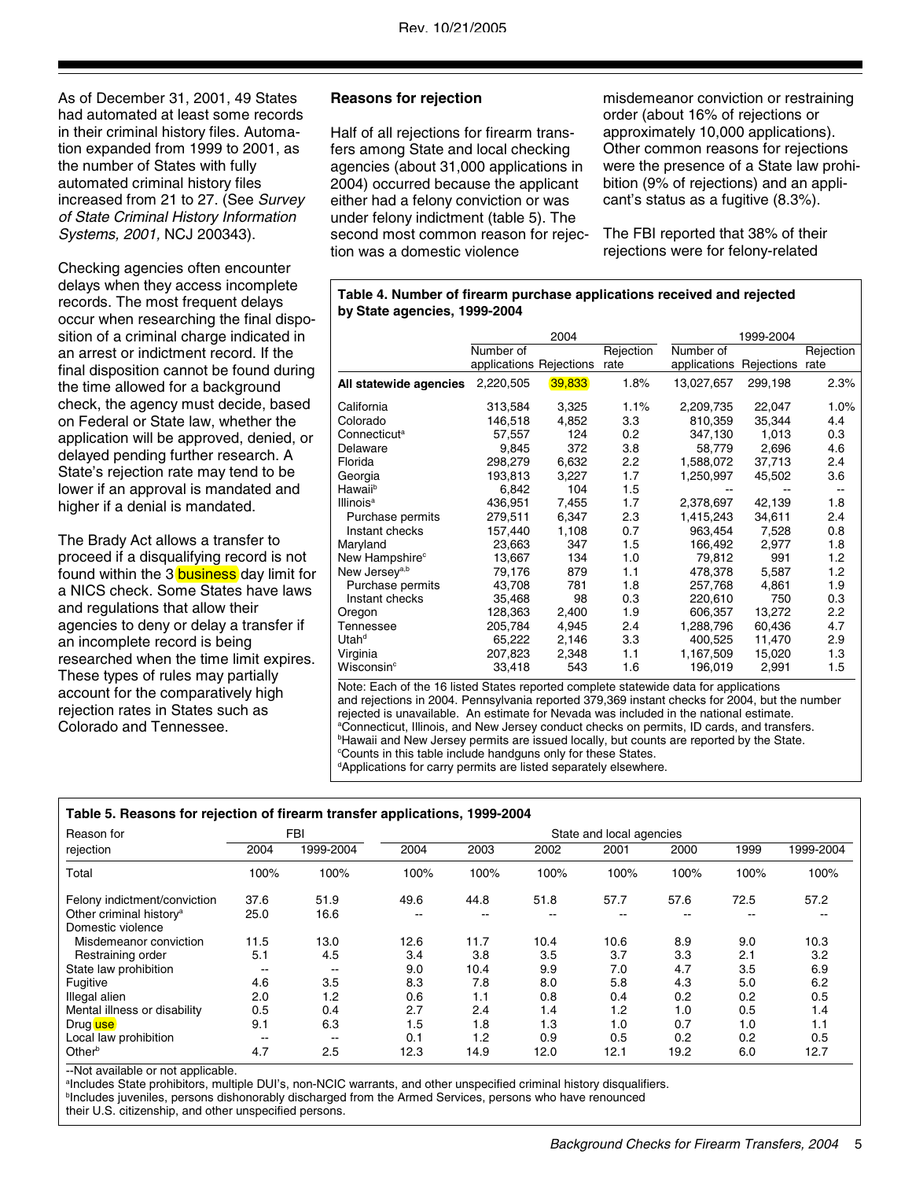As of December 31, 2001, 49 States had automated at least some records in their criminal history files. Automation expanded from 1999 to 2001, as the number of States with fully automated criminal history files increased from 21 to 27. (See *Survey of State Criminal History Information Systems, 2001,* NCJ 200343).

Checking agencies often encounter delays when they access incomplete records. The most frequent delays occur when researching the final disposition of a criminal charge indicated in an arrest or indictment record. If the final disposition cannot be found during the time allowed for a background check, the agency must decide, based on Federal or State law, whether the application will be approved, denied, or delayed pending further research. A State's rejection rate may tend to be lower if an approval is mandated and higher if a denial is mandated.

The Brady Act allows a transfer to proceed if a disqualifying record is not found within the 3 business day limit for a NICS check. Some States have laws and regulations that allow their agencies to deny or delay a transfer if an incomplete record is being researched when the time limit expires. These types of rules may partially account for the comparatively high rejection rates in States such as Colorado and Tennessee.

**Reasons for rejection**

Half of all rejections for firearm transfers among State and local checking agencies (about 31,000 applications in 2004) occurred because the applicant either had a felony conviction or was under felony indictment (table 5). The second most common reason for rejection was a domestic violence misdemeanor conviction or restraining order (about 16% of rejections or approximately 10,000 applications). Other common reasons for rejections were the presence of a State law prohibition (9% of rejections) and an applicant's status as a fugitive (8.3%).

The FBI reported that 38% of their rejections were for felony-related

**Table 4. Number of firearm purchase applications received and rejected by State agencies, 1999-2004**

| | 2004 | | | 1999-2004 | | |
|---|---|---|---|---|---|---|
| | Number of applications | Rejections | Rejection rate | Number of applications | Rejections | Rejection rate |
| **All statewide agencies** | 2,220,505 | 39,833 | 1.8% | 13,027,657 | 299,198 | 2.3% |
| California | 313,584 | 3,325 | 1.1% | 2,209,735 | 22,047 | 1.0% |
| Colorado | 146,518 | 4,852 | 3.3 | 810,359 | 35,344 | 4.4 |
| Connecticut[a] | 57,557 | 124 | 0.2 | 347,130 | 1,013 | 0.3 |
| Delaware | 9,845 | 372 | 3.8 | 58,779 | 2,696 | 4.6 |
| Florida | 298,279 | 6,632 | 2.2 | 1,588,072 | 37,713 | 2.4 |
| Georgia | 193,813 | 3,227 | 1.7 | 1,250,997 | 45,502 | 3.6 |
| Hawaii[b] | 6,842 | 104 | 1.5 | -- | -- | -- |
| Illinois[a] | 436,951 | 7,455 | 1.7 | 2,378,697 | 42,139 | 1.8 |
| Purchase permits | 279,511 | 6,347 | 2.3 | 1,415,243 | 34,611 | 2.4 |
| Instant checks | 157,440 | 1,108 | 0.7 | 963,454 | 7,528 | 0.8 |
| Maryland | 23,663 | 347 | 1.5 | 166,492 | 2,977 | 1.8 |
| New Hampshire[c] | 13,667 | 134 | 1.0 | 79,812 | 991 | 1.2 |
| New Jersey[a,b] | 79,176 | 879 | 1.1 | 478,378 | 5,587 | 1.2 |
| Purchase permits | 43,708 | 781 | 1.8 | 257,768 | 4,861 | 1.9 |
| Instant checks | 35,468 | 98 | 0.3 | 220,610 | 750 | 0.3 |
| Oregon | 128,363 | 2,400 | 1.9 | 606,357 | 13,272 | 2.2 |
| Tennessee | 205,784 | 4,945 | 2.4 | 1,288,796 | 60,436 | 4.7 |
| Utah[d] | 65,222 | 2,146 | 3.3 | 400,525 | 11,470 | 2.9 |
| Virginia | 207,823 | 2,348 | 1.1 | 1,167,509 | 15,020 | 1.3 |
| Wisconsin[c] | 33,418 | 543 | 1.6 | 196,019 | 2,991 | 1.5 |

Note: Each of the 16 listed States reported complete statewide data for applications and rejections in 2004. Pennsylvania reported 379,369 instant checks for 2004, but the number rejected is unavailable. An estimate for Nevada was included in the national estimate.
[a]Connecticut, Illinois, and New Jersey conduct checks on permits, ID cards, and transfers.
[b]Hawaii and New Jersey permits are issued locally, but counts are reported by the State.
[c]Counts in this table include handguns only for these States.
[d]Applications for carry permits are listed separately elsewhere.

**Table 5. Reasons for rejection of firearm transfer applications, 1999-2004**

| Reason for rejection | FBI 2004 | FBI 1999-2004 | State and local agencies 2004 | 2003 | 2002 | 2001 | 2000 | 1999 | 1999-2004 |
|---|---|---|---|---|---|---|---|---|---|
| Total | 100% | 100% | 100% | 100% | 100% | 100% | 100% | 100% | 100% |
| Felony indictment/conviction | 37.6 | 51.9 | 49.6 | 44.8 | 51.8 | 57.7 | 57.6 | 72.5 | 57.2 |
| Other criminal history[a] | 25.0 | 16.6 | -- | -- | -- | -- | -- | -- | -- |
| Domestic violence | | | | | | | | | |
| Misdemeanor conviction | 11.5 | 13.0 | 12.6 | 11.7 | 10.4 | 10.6 | 8.9 | 9.0 | 10.3 |
| Restraining order | 5.1 | 4.5 | 3.4 | 3.8 | 3.5 | 3.7 | 3.3 | 2.1 | 3.2 |
| State law prohibition | -- | -- | 9.0 | 10.4 | 9.9 | 7.0 | 4.7 | 3.5 | 6.9 |
| Fugitive | 4.6 | 3.5 | 8.3 | 7.8 | 8.0 | 5.8 | 4.3 | 5.0 | 6.2 |
| Illegal alien | 2.0 | 1.2 | 0.6 | 1.1 | 0.8 | 0.4 | 0.2 | 0.2 | 0.5 |
| Mental illness or disability | 0.5 | 0.4 | 2.7 | 2.4 | 1.4 | 1.2 | 1.0 | 0.5 | 1.4 |
| Drug use | 9.1 | 6.3 | 1.5 | 1.8 | 1.3 | 1.0 | 0.7 | 1.0 | 1.1 |
| Local law prohibition | -- | -- | 0.1 | 1.2 | 0.9 | 0.5 | 0.2 | 0.2 | 0.5 |
| Other[b] | 4.7 | 2.5 | 12.3 | 14.9 | 12.0 | 12.1 | 19.2 | 6.0 | 12.7 |

--Not available or not applicable.
[a]Includes State prohibitors, multiple DUI's, non-NCIC warrants, and other unspecified criminal history disqualifiers.
[b]Includes juveniles, persons dishonorably discharged from the Armed Services, persons who have renounced their U.S. citizenship, and other unspecified persons.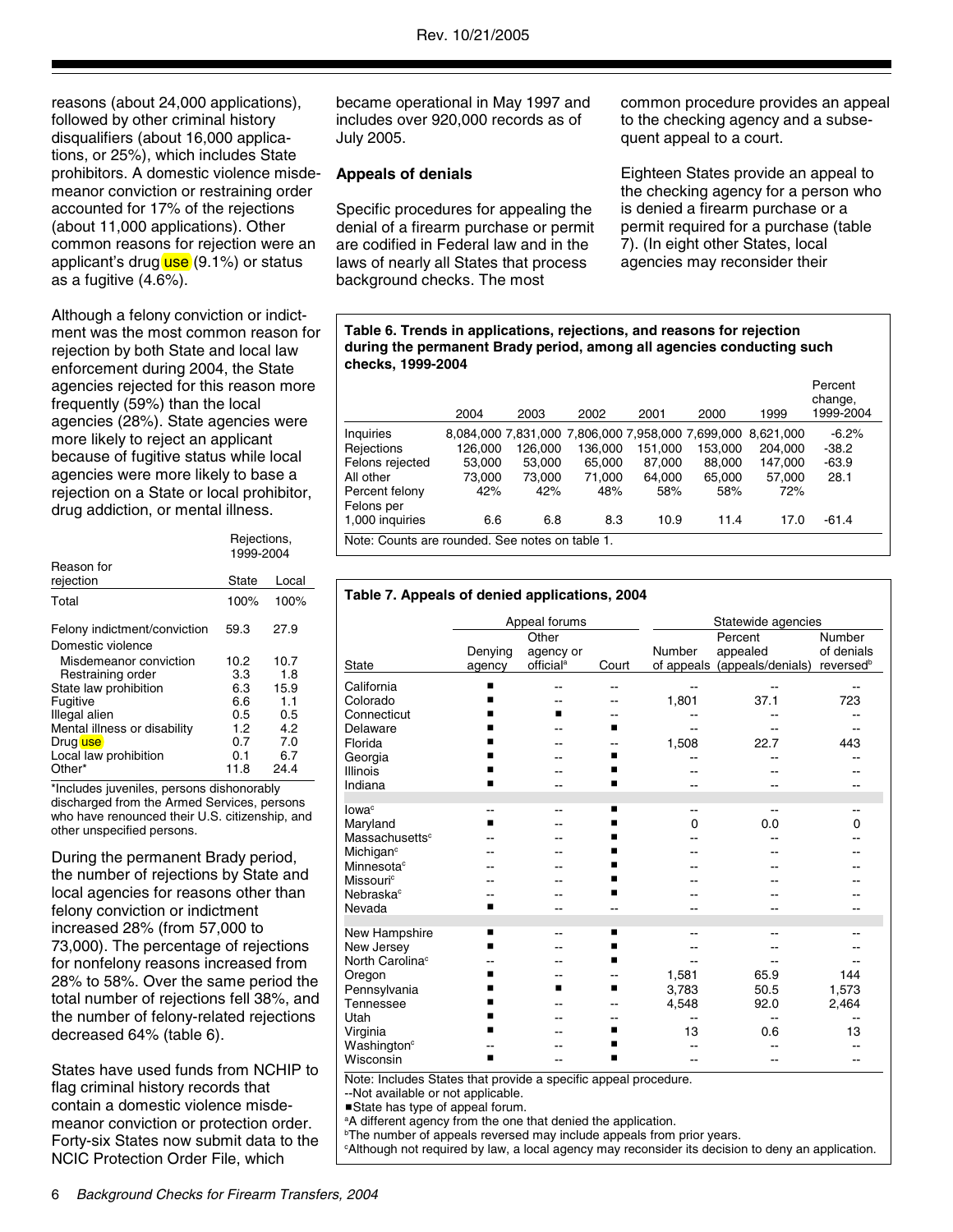reasons (about 24,000 applications), followed by other criminal history disqualifiers (about 16,000 applications, or 25%), which includes State prohibitors. A domestic violence misdemeanor conviction or restraining order accounted for 17% of the rejections (about 11,000 applications). Other common reasons for rejection were an applicant's drug use (9.1%) or status as a fugitive (4.6%).

Although a felony conviction or indictment was the most common reason for rejection by both State and local law enforcement during 2004, the State agencies rejected for this reason more frequently (59%) than the local agencies (28%). State agencies were more likely to reject an applicant because of fugitive status while local agencies were more likely to base a rejection on a State or local prohibitor, drug addiction, or mental illness.

| Reason for rejection | Rejections, 1999-2004 | |
|---|---|---|
| | State | Local |
| Total | 100% | 100% |
| Felony indictment/conviction | 59.3 | 27.9 |
| Domestic violence | | |
| Misdemeanor conviction | 10.2 | 10.7 |
| Restraining order | 3.3 | 1.8 |
| State law prohibition | 6.3 | 15.9 |
| Fugitive | 6.6 | 1.1 |
| Illegal alien | 0.5 | 0.5 |
| Mental illness or disability | 1.2 | 4.2 |
| Drug use | 0.7 | 7.0 |
| Local law prohibition | 0.1 | 6.7 |
| Other* | 11.8 | 24.4 |

*Includes juveniles, persons dishonorably discharged from the Armed Services, persons who have renounced their U.S. citizenship, and other unspecified persons.

During the permanent Brady period, the number of rejections by State and local agencies for reasons other than felony conviction or indictment increased 28% (from 57,000 to 73,000). The percentage of rejections for nonfelony reasons increased from 28% to 58%. Over the same period the total number of rejections fell 38%, and the number of felony-related rejections decreased 64% (table 6).

States have used funds from NCHIP to flag criminal history records that contain a domestic violence misdemeanor conviction or protection order. Forty-six States now submit data to the NCIC Protection Order File, which became operational in May 1997 and includes over 920,000 records as of July 2005.

### Appeals of denials

Specific procedures for appealing the denial of a firearm purchase or permit are codified in Federal law and in the laws of nearly all States that process background checks. The most common procedure provides an appeal to the checking agency and a subsequent appeal to a court.

Eighteen States provide an appeal to the checking agency for a person who is denied a firearm purchase or a permit required for a purchase (table 7). (In eight other States, local agencies may reconsider their

**Table 6. Trends in applications, rejections, and reasons for rejection during the permanent Brady period, among all agencies conducting such checks, 1999-2004**

| | 2004 | 2003 | 2002 | 2001 | 2000 | 1999 | Percent change, 1999-2004 |
|---|---|---|---|---|---|---|---|
| Inquiries | 8,084,000 | 7,831,000 | 7,806,000 | 7,958,000 | 7,699,000 | 8,621,000 | -6.2% |
| Rejections | 126,000 | 126,000 | 136,000 | 151,000 | 153,000 | 204,000 | -38.2 |
| Felons rejected | 53,000 | 53,000 | 65,000 | 87,000 | 88,000 | 147,000 | -63.9 |
| All other | 73,000 | 73,000 | 71,000 | 64,000 | 65,000 | 57,000 | 28.1 |
| Percent felony | 42% | 42% | 48% | 58% | 58% | 72% | |
| Felons per 1,000 inquiries | 6.6 | 6.8 | 8.3 | 10.9 | 11.4 | 17.0 | -61.4 |

Note: Counts are rounded. See notes on table 1.

**Table 7. Appeals of denied applications, 2004**

| | Appeal forums | | | Statewide agencies | | |
|---|---|---|---|---|---|---|
| State | Denying agency | Other agency or official[a] | Court | Number of appeals | Percent appealed (appeals/denials) | Number of denials reversed[b] |
| California | ■ | -- | -- | -- | -- | -- |
| Colorado | ■ | -- | -- | 1,801 | 37.1 | 723 |
| Connecticut | ■ | ■ | -- | -- | -- | -- |
| Delaware | ■ | -- | ■ | -- | -- | -- |
| Florida | ■ | -- | -- | 1,508 | 22.7 | 443 |
| Georgia | ■ | -- | ■ | -- | -- | -- |
| Illinois | ■ | -- | ■ | -- | -- | -- |
| Indiana | ■ | -- | ■ | -- | -- | -- |
| Iowa[c] | -- | -- | ■ | -- | -- | -- |
| Maryland | ■ | -- | ■ | 0 | 0.0 | 0 |
| Massachusetts[c] | -- | -- | ■ | -- | -- | -- |
| Michigan[c] | -- | -- | ■ | -- | -- | -- |
| Minnesota[c] | -- | -- | ■ | -- | -- | -- |
| Missouri[c] | -- | -- | ■ | -- | -- | -- |
| Nebraska[c] | -- | -- | ■ | -- | -- | -- |
| Nevada | ■ | -- | -- | -- | -- | -- |
| New Hampshire | ■ | -- | ■ | -- | -- | -- |
| New Jersey | ■ | -- | ■ | -- | -- | -- |
| North Carolina[c] | -- | -- | ■ | -- | -- | -- |
| Oregon | ■ | -- | -- | 1,581 | 65.9 | 144 |
| Pennsylvania | ■ | ■ | ■ | 3,783 | 50.5 | 1,573 |
| Tennessee | ■ | -- | -- | 4,548 | 92.0 | 2,464 |
| Utah | ■ | -- | -- | -- | -- | -- |
| Virginia | ■ | -- | ■ | 13 | 0.6 | 13 |
| Washington[c] | -- | -- | ■ | -- | -- | -- |
| Wisconsin | ■ | -- | ■ | -- | -- | -- |

Note: Includes States that provide a specific appeal procedure.
--Not available or not applicable.
■State has type of appeal forum.
[a]A different agency from the one that denied the application.
[b]The number of appeals reversed may include appeals from prior years.
[c]Although not required by law, a local agency may reconsider its decision to deny an application.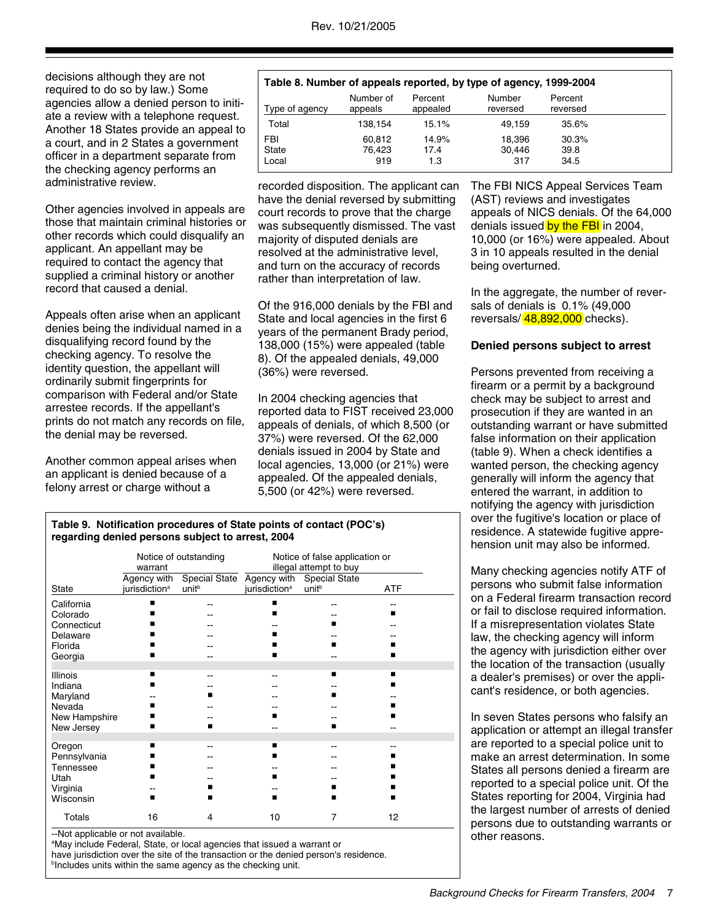decisions although they are not required to do so by law.) Some agencies allow a denied person to initiate a review with a telephone request. Another 18 States provide an appeal to a court, and in 2 States a government officer in a department separate from the checking agency performs an administrative review.

Other agencies involved in appeals are those that maintain criminal histories or other records which could disqualify an applicant. An appellant may be required to contact the agency that supplied a criminal history or another record that caused a denial.

Appeals often arise when an applicant denies being the individual named in a disqualifying record found by the checking agency. To resolve the identity question, the appellant will ordinarily submit fingerprints for comparison with Federal and/or State arrestee records. If the appellant's prints do not match any records on file, the denial may be reversed.

Another common appeal arises when an applicant is denied because of a felony arrest or charge without a recorded disposition. The applicant can have the denial reversed by submitting court records to prove that the charge was subsequently dismissed. The vast majority of disputed denials are resolved at the administrative level, and turn on the accuracy of records rather than interpretation of law.

**Table 8. Number of appeals reported, by type of agency, 1999-2004**

| Type of agency | Number of appeals | Percent appealed | Number reversed | Percent reversed |
|---|---|---|---|---|
| Total | 138,154 | 15.1% | 49,159 | 35.6% |
| FBI | 60,812 | 14.9% | 18,396 | 30.3% |
| State | 76,423 | 17.4 | 30,446 | 39.8 |
| Local | 919 | 1.3 | 317 | 34.5 |

Of the 916,000 denials by the FBI and State and local agencies in the first 6 years of the permanent Brady period, 138,000 (15%) were appealed (table 8). Of the appealed denials, 49,000 (36%) were reversed.

In 2004 checking agencies that reported data to FIST received 23,000 appeals of denials, of which 8,500 (or 37%) were reversed. Of the 62,000 denials issued in 2004 by State and local agencies, 13,000 (or 21%) were appealed. Of the appealed denials, 5,500 (or 42%) were reversed.

The FBI NICS Appeal Services Team (AST) reviews and investigates appeals of NICS denials. Of the 64,000 denials issued by the FBI in 2004, 10,000 (or 16%) were appealed. About 3 in 10 appeals resulted in the denial being overturned.

In the aggregate, the number of reversals of denials is 0.1% (49,000 reversals/ 48,892,000 checks).

**Denied persons subject to arrest**

Persons prevented from receiving a firearm or a permit by a background check may be subject to arrest and prosecution if they are wanted in an outstanding warrant or have submitted false information on their application (table 9). When a check identifies a wanted person, the checking agency generally will inform the agency that entered the warrant, in addition to notifying the agency with jurisdiction over the fugitive's location or place of residence. A statewide fugitive apprehension unit may also be informed.

Many checking agencies notify ATF of persons who submit false information on a Federal firearm transaction record or fail to disclose required information. If a misrepresentation violates State law, the checking agency will inform the agency with jurisdiction either over the location of the transaction (usually a dealer's premises) or over the applicant's residence, or both agencies.

In seven States persons who falsify an application or attempt an illegal transfer are reported to a special police unit to make an arrest determination. In some States all persons denied a firearm are reported to a special police unit. Of the States reporting for 2004, Virginia had the largest number of arrests of denied persons due to outstanding warrants or other reasons.

**Table 9. Notification procedures of State points of contact (POC's) regarding denied persons subject to arrest, 2004**

| | Notice of outstanding warrant | | Notice of false application or illegal attempt to buy | | |
|---|---|---|---|---|---|
| State | Agency with jurisdiction[a] | Special State unit[b] | Agency with jurisdiction[a] | Special State unit[b] | ATF |
| California | ■ | -- | ■ | -- | -- |
| Colorado | ■ | -- | ■ | -- | ■ |
| Connecticut | ■ | -- | -- | ■ | -- |
| Delaware | ■ | -- | ■ | -- | -- |
| Florida | ■ | -- | ■ | ■ | ■ |
| Georgia | ■ | -- | ■ | -- | ■ |
| Illinois | ■ | -- | -- | ■ | ■ |
| Indiana | ■ | -- | -- | -- | ■ |
| Maryland | -- | ■ | -- | ■ | -- |
| Nevada | ■ | -- | -- | -- | ■ |
| New Hampshire | ■ | -- | ■ | -- | ■ |
| New Jersey | ■ | ■ | -- | ■ | -- |
| Oregon | ■ | -- | ■ | -- | -- |
| Pennsylvania | ■ | -- | ■ | -- | ■ |
| Tennessee | ■ | -- | -- | -- | ■ |
| Utah | ■ | -- | ■ | -- | ■ |
| Virginia | -- | ■ | -- | ■ | ■ |
| Wisconsin | ■ | ■ | ■ | ■ | ■ |
| Totals | 16 | 4 | 10 | 7 | 12 |

--Not applicable or not available.
[a]May include Federal, State, or local agencies that issued a warrant or have jurisdiction over the site of the transaction or the denied person's residence.
[b]Includes units within the same agency as the checking unit.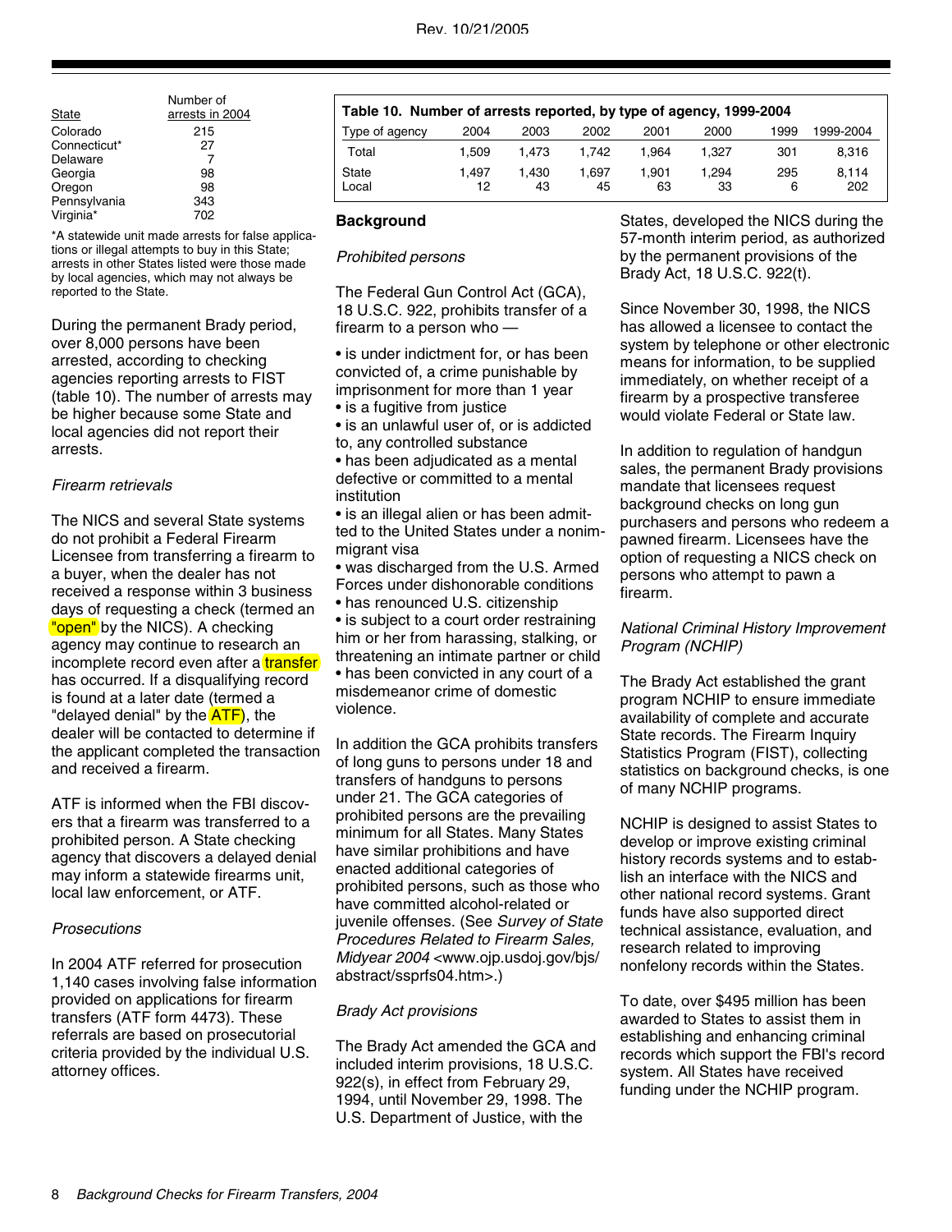| State | Number of arrests in 2004 |
|---|---|
| Colorado | 215 |
| Connecticut* | 27 |
| Delaware | 7 |
| Georgia | 98 |
| Oregon | 98 |
| Pennsylvania | 343 |
| Virginia* | 702 |

*A statewide unit made arrests for false applications or illegal attempts to buy in this State; arrests in other States listed were those made by local agencies, which may not always be reported to the State.

During the permanent Brady period, over 8,000 persons have been arrested, according to checking agencies reporting arrests to FIST (table 10). The number of arrests may be higher because some State and local agencies did not report their arrests.

*Firearm retrievals*

The NICS and several State systems do not prohibit a Federal Firearm Licensee from transferring a firearm to a buyer, when the dealer has not received a response within 3 business days of requesting a check (termed an "open" by the NICS). A checking agency may continue to research an incomplete record even after a transfer has occurred. If a disqualifying record is found at a later date (termed a "delayed denial" by the ATF), the dealer will be contacted to determine if the applicant completed the transaction and received a firearm.

ATF is informed when the FBI discovers that a firearm was transferred to a prohibited person. A State checking agency that discovers a delayed denial may inform a statewide firearms unit, local law enforcement, or ATF.

*Prosecutions*

In 2004 ATF referred for prosecution 1,140 cases involving false information provided on applications for firearm transfers (ATF form 4473). These referrals are based on prosecutorial criteria provided by the individual U.S. attorney offices.

**Table 10. Number of arrests reported, by type of agency, 1999-2004**

| Type of agency | 2004 | 2003 | 2002 | 2001 | 2000 | 1999 | 1999-2004 |
|---|---|---|---|---|---|---|---|
| Total | 1,509 | 1,473 | 1,742 | 1,964 | 1,327 | 301 | 8,316 |
| State | 1,497 | 1,430 | 1,697 | 1,901 | 1,294 | 295 | 8,114 |
| Local | 12 | 43 | 45 | 63 | 33 | 6 | 202 |

## Background

*Prohibited persons*

The Federal Gun Control Act (GCA), 18 U.S.C. 922, prohibits transfer of a firearm to a person who —

- is under indictment for, or has been convicted of, a crime punishable by imprisonment for more than 1 year
- is a fugitive from justice
- is an unlawful user of, or is addicted to, any controlled substance
- has been adjudicated as a mental defective or committed to a mental institution
- is an illegal alien or has been admitted to the United States under a nonimmigrant visa
- was discharged from the U.S. Armed Forces under dishonorable conditions
- has renounced U.S. citizenship
- is subject to a court order restraining him or her from harassing, stalking, or threatening an intimate partner or child
- has been convicted in any court of a misdemeanor crime of domestic violence.

In addition the GCA prohibits transfers of long guns to persons under 18 and transfers of handguns to persons under 21. The GCA categories of prohibited persons are the prevailing minimum for all States. Many States have similar prohibitions and have enacted additional categories of prohibited persons, such as those who have committed alcohol-related or juvenile offenses. (See *Survey of State Procedures Related to Firearm Sales, Midyear 2004* <www.ojp.usdoj.gov/bjs/abstract/ssprfs04.htm>.)

*Brady Act provisions*

The Brady Act amended the GCA and included interim provisions, 18 U.S.C. 922(s), in effect from February 29, 1994, until November 29, 1998. The U.S. Department of Justice, with the States, developed the NICS during the 57-month interim period, as authorized by the permanent provisions of the Brady Act, 18 U.S.C. 922(t).

Since November 30, 1998, the NICS has allowed a licensee to contact the system by telephone or other electronic means for information, to be supplied immediately, on whether receipt of a firearm by a prospective transferee would violate Federal or State law.

In addition to regulation of handgun sales, the permanent Brady provisions mandate that licensees request background checks on long gun purchasers and persons who redeem a pawned firearm. Licensees have the option of requesting a NICS check on persons who attempt to pawn a firearm.

*National Criminal History Improvement Program (NCHIP)*

The Brady Act established the grant program NCHIP to ensure immediate availability of complete and accurate State records. The Firearm Inquiry Statistics Program (FIST), collecting statistics on background checks, is one of many NCHIP programs.

NCHIP is designed to assist States to develop or improve existing criminal history records systems and to establish an interface with the NICS and other national record systems. Grant funds have also supported direct technical assistance, evaluation, and research related to improving nonfelony records within the States.

To date, over $495 million has been awarded to States to assist them in establishing and enhancing criminal records which support the FBI's record system. All States have received funding under the NCHIP program.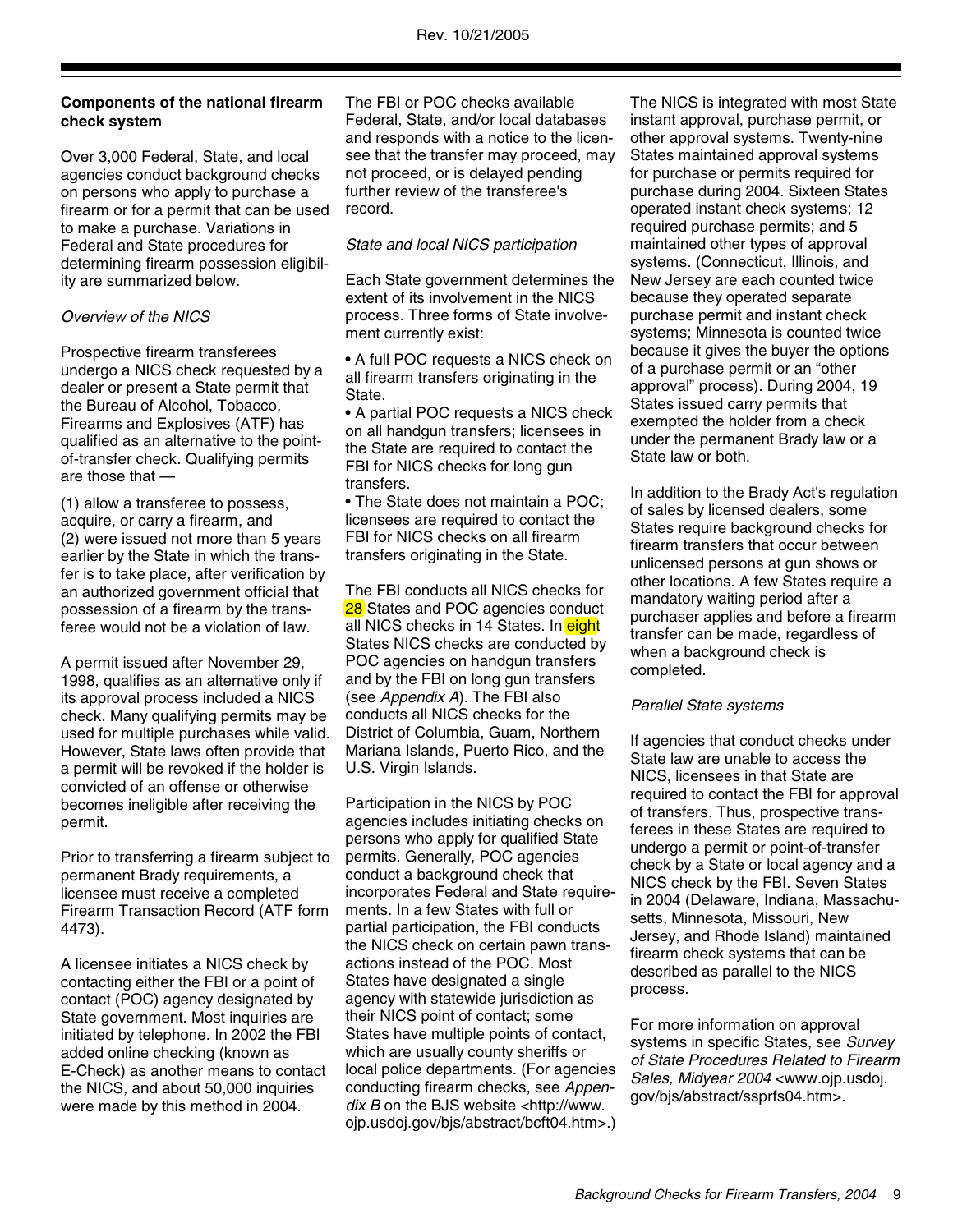## Components of the national firearm check system

Over 3,000 Federal, State, and local agencies conduct background checks on persons who apply to purchase a firearm or for a permit that can be used to make a purchase. Variations in Federal and State procedures for determining firearm possession eligibility are summarized below.

*Overview of the NICS*

Prospective firearm transferees undergo a NICS check requested by a dealer or present a State permit that the Bureau of Alcohol, Tobacco, Firearms and Explosives (ATF) has qualified as an alternative to the point-of-transfer check. Qualifying permits are those that —

(1) allow a transferee to possess, acquire, or carry a firearm, and
(2) were issued not more than 5 years earlier by the State in which the transfer is to take place, after verification by an authorized government official that possession of a firearm by the transferee would not be a violation of law.

A permit issued after November 29, 1998, qualifies as an alternative only if its approval process included a NICS check. Many qualifying permits may be used for multiple purchases while valid. However, State laws often provide that a permit will be revoked if the holder is convicted of an offense or otherwise becomes ineligible after receiving the permit.

Prior to transferring a firearm subject to permanent Brady requirements, a licensee must receive a completed Firearm Transaction Record (ATF form 4473).

A licensee initiates a NICS check by contacting either the FBI or a point of contact (POC) agency designated by State government. Most inquiries are initiated by telephone. In 2002 the FBI added online checking (known as E-Check) as another means to contact the NICS, and about 50,000 inquiries were made by this method in 2004.

The FBI or POC checks available Federal, State, and/or local databases and responds with a notice to the licensee that the transfer may proceed, may not proceed, or is delayed pending further review of the transferee's record.

*State and local NICS participation*

Each State government determines the extent of its involvement in the NICS process. Three forms of State involvement currently exist:

- A full POC requests a NICS check on all firearm transfers originating in the State.
- A partial POC requests a NICS check on all handgun transfers; licensees in the State are required to contact the FBI for NICS checks for long gun transfers.
- The State does not maintain a POC; licensees are required to contact the FBI for NICS checks on all firearm transfers originating in the State.

The FBI conducts all NICS checks for 28 States and POC agencies conduct all NICS checks in 14 States. In eight States NICS checks are conducted by POC agencies on handgun transfers and by the FBI on long gun transfers (see *Appendix A*). The FBI also conducts all NICS checks for the District of Columbia, Guam, Northern Mariana Islands, Puerto Rico, and the U.S. Virgin Islands.

Participation in the NICS by POC agencies includes initiating checks on persons who apply for qualified State permits. Generally, POC agencies conduct a background check that incorporates Federal and State requirements. In a few States with full or partial participation, the FBI conducts the NICS check on certain pawn transactions instead of the POC. Most States have designated a single agency with statewide jurisdiction as their NICS point of contact; some States have multiple points of contact, which are usually county sheriffs or local police departments. (For agencies conducting firearm checks, see *Appendix B* on the BJS website <http://www.ojp.usdoj.gov/bjs/abstract/bcft04.htm>.)

The NICS is integrated with most State instant approval, purchase permit, or other approval systems. Twenty-nine States maintained approval systems for purchase or permits required for purchase during 2004. Sixteen States operated instant check systems; 12 required purchase permits; and 5 maintained other types of approval systems. (Connecticut, Illinois, and New Jersey are each counted twice because they operated separate purchase permit and instant check systems; Minnesota is counted twice because it gives the buyer the options of a purchase permit or an "other approval" process). During 2004, 19 States issued carry permits that exempted the holder from a check under the permanent Brady law or a State law or both.

In addition to the Brady Act's regulation of sales by licensed dealers, some States require background checks for firearm transfers that occur between unlicensed persons at gun shows or other locations. A few States require a mandatory waiting period after a purchaser applies and before a firearm transfer can be made, regardless of when a background check is completed.

*Parallel State systems*

If agencies that conduct checks under State law are unable to access the NICS, licensees in that State are required to contact the FBI for approval of transfers. Thus, prospective transferees in these States are required to undergo a permit or point-of-transfer check by a State or local agency and a NICS check by the FBI. Seven States in 2004 (Delaware, Indiana, Massachusetts, Minnesota, Missouri, New Jersey, and Rhode Island) maintained firearm check systems that can be described as parallel to the NICS process.

For more information on approval systems in specific States, see *Survey of State Procedures Related to Firearm Sales, Midyear 2004* <www.ojp.usdoj.gov/bjs/abstract/ssprfs04.htm>.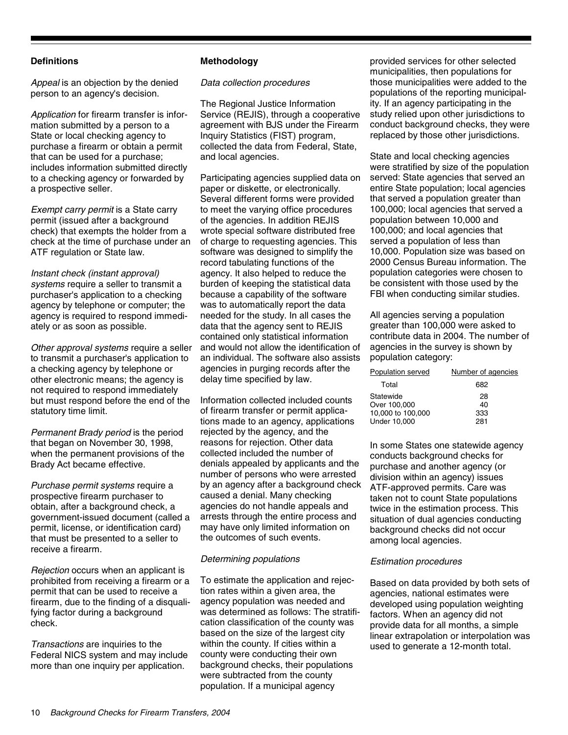## Definitions

*Appeal* is an objection by the denied person to an agency's decision.

*Application* for firearm transfer is information submitted by a person to a State or local checking agency to purchase a firearm or obtain a permit that can be used for a purchase; includes information submitted directly to a checking agency or forwarded by a prospective seller.

*Exempt carry permit* is a State carry permit (issued after a background check) that exempts the holder from a check at the time of purchase under an ATF regulation or State law.

*Instant check (instant approval) systems* require a seller to transmit a purchaser's application to a checking agency by telephone or computer; the agency is required to respond immediately or as soon as possible.

*Other approval systems* require a seller to transmit a purchaser's application to a checking agency by telephone or other electronic means; the agency is not required to respond immediately but must respond before the end of the statutory time limit.

*Permanent Brady period* is the period that began on November 30, 1998, when the permanent provisions of the Brady Act became effective.

*Purchase permit systems* require a prospective firearm purchaser to obtain, after a background check, a government-issued document (called a permit, license, or identification card) that must be presented to a seller to receive a firearm.

*Rejection* occurs when an applicant is prohibited from receiving a firearm or a permit that can be used to receive a firearm, due to the finding of a disqualifying factor during a background check.

*Transactions* are inquiries to the Federal NICS system and may include more than one inquiry per application.

## Methodology

### *Data collection procedures*

The Regional Justice Information Service (REJIS), through a cooperative agreement with BJS under the Firearm Inquiry Statistics (FIST) program, collected the data from Federal, State, and local agencies.

Participating agencies supplied data on paper or diskette, or electronically. Several different forms were provided to meet the varying office procedures of the agencies. In addition REJIS wrote special software distributed free of charge to requesting agencies. This software was designed to simplify the record tabulating functions of the agency. It also helped to reduce the burden of keeping the statistical data because a capability of the software was to automatically report the data needed for the study. In all cases the data that the agency sent to REJIS contained only statistical information and would not allow the identification of an individual. The software also assists agencies in purging records after the delay time specified by law.

Information collected included counts of firearm transfer or permit applications made to an agency, applications rejected by the agency, and the reasons for rejection. Other data collected included the number of denials appealed by applicants and the number of persons who were arrested by an agency after a background check caused a denial. Many checking agencies do not handle appeals and arrests through the entire process and may have only limited information on the outcomes of such events.

### *Determining populations*

To estimate the application and rejection rates within a given area, the agency population was needed and was determined as follows: The stratification classification of the county was based on the size of the largest city within the county. If cities within a county were conducting their own background checks, their populations were subtracted from the county population. If a municipal agency provided services for other selected municipalities, then populations for those municipalities were added to the populations of the reporting municipality. If an agency participating in the study relied upon other jurisdictions to conduct background checks, they were replaced by those other jurisdictions.

State and local checking agencies were stratified by size of the population served: State agencies that served an entire State population; local agencies that served a population greater than 100,000; local agencies that served a population between 10,000 and 100,000; and local agencies that served a population of less than 10,000. Population size was based on 2000 Census Bureau information. The population categories were chosen to be consistent with those used by the FBI when conducting similar studies.

All agencies serving a population greater than 100,000 were asked to contribute data in 2004. The number of agencies in the survey is shown by population category:

| Population served | Number of agencies |
|---|---|
| Total | 682 |
| Statewide | 28 |
| Over 100,000 | 40 |
| 10,000 to 100,000 | 333 |
| Under 10,000 | 281 |

In some States one statewide agency conducts background checks for purchase and another agency (or division within an agency) issues ATF-approved permits. Care was taken not to count State populations twice in the estimation process. This situation of dual agencies conducting background checks did not occur among local agencies.

### *Estimation procedures*

Based on data provided by both sets of agencies, national estimates were developed using population weighting factors. When an agency did not provide data for all months, a simple linear extrapolation or interpolation was used to generate a 12-month total.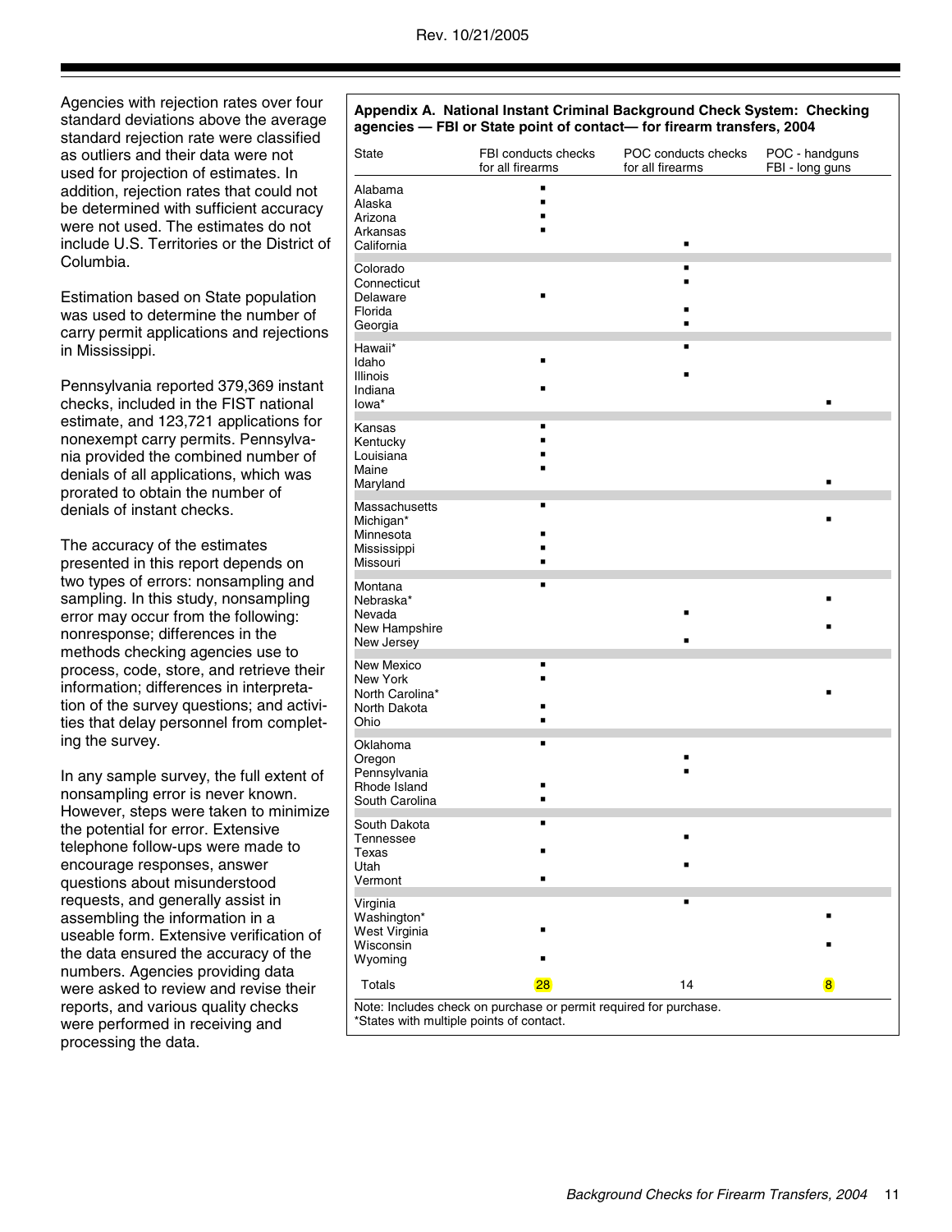Agencies with rejection rates over four standard deviations above the average standard rejection rate were classified as outliers and their data were not used for projection of estimates. In addition, rejection rates that could not be determined with sufficient accuracy were not used. The estimates do not include U.S. Territories or the District of Columbia.

Estimation based on State population was used to determine the number of carry permit applications and rejections in Mississippi.

Pennsylvania reported 379,369 instant checks, included in the FIST national estimate, and 123,721 applications for nonexempt carry permits. Pennsylvania provided the combined number of denials of all applications, which was prorated to obtain the number of denials of instant checks.

The accuracy of the estimates presented in this report depends on two types of errors: nonsampling and sampling. In this study, nonsampling error may occur from the following: nonresponse; differences in the methods checking agencies use to process, code, store, and retrieve their information; differences in interpretation of the survey questions; and activities that delay personnel from completing the survey.

In any sample survey, the full extent of nonsampling error is never known. However, steps were taken to minimize the potential for error. Extensive telephone follow-ups were made to encourage responses, answer questions about misunderstood requests, and generally assist in assembling the information in a useable form. Extensive verification of the data ensured the accuracy of the numbers. Agencies providing data were asked to review and revise their reports, and various quality checks were performed in receiving and processing the data.

**Appendix A. National Instant Criminal Background Check System: Checking agencies — FBI or State point of contact— for firearm transfers, 2004**

| State | FBI conducts checks for all firearms | POC conducts checks for all firearms | POC - handguns FBI - long guns |
|---|---|---|---|
| Alabama | ▪ | | |
| Alaska | ▪ | | |
| Arizona | ▪ | | |
| Arkansas | ▪ | | |
| California | | ▪ | |
| Colorado | | ▪ | |
| Connecticut | | ▪ | |
| Delaware | ▪ | | |
| Florida | | ▪ | |
| Georgia | | ▪ | |
| Hawaii* | | ▪ | |
| Idaho | ▪ | | |
| Illinois | | ▪ | |
| Indiana | ▪ | | |
| Iowa* | | | ▪ |
| Kansas | ▪ | | |
| Kentucky | ▪ | | |
| Louisiana | ▪ | | |
| Maine | ▪ | | |
| Maryland | | | ▪ |
| Massachusetts | ▪ | | |
| Michigan* | | | ▪ |
| Minnesota | ▪ | | |
| Mississippi | ▪ | | |
| Missouri | ▪ | | |
| Montana | ▪ | | |
| Nebraska* | | | ▪ |
| Nevada | | ▪ | |
| New Hampshire | | | ▪ |
| New Jersey | | ▪ | |
| New Mexico | ▪ | | |
| New York | ▪ | | |
| North Carolina* | | | ▪ |
| North Dakota | ▪ | | |
| Ohio | ▪ | | |
| Oklahoma | ▪ | | |
| Oregon | | ▪ | |
| Pennsylvania | | ▪ | |
| Rhode Island | ▪ | | |
| South Carolina | ▪ | | |
| South Dakota | ▪ | | |
| Tennessee | | ▪ | |
| Texas | ▪ | | |
| Utah | | ▪ | |
| Vermont | ▪ | | |
| Virginia | | ▪ | |
| Washington* | | | ▪ |
| West Virginia | ▪ | | |
| Wisconsin | | | ▪ |
| Wyoming | ▪ | | |
| Totals | 28 | 14 | 8 |

Note: Includes check on purchase or permit required for purchase.
*States with multiple points of contact.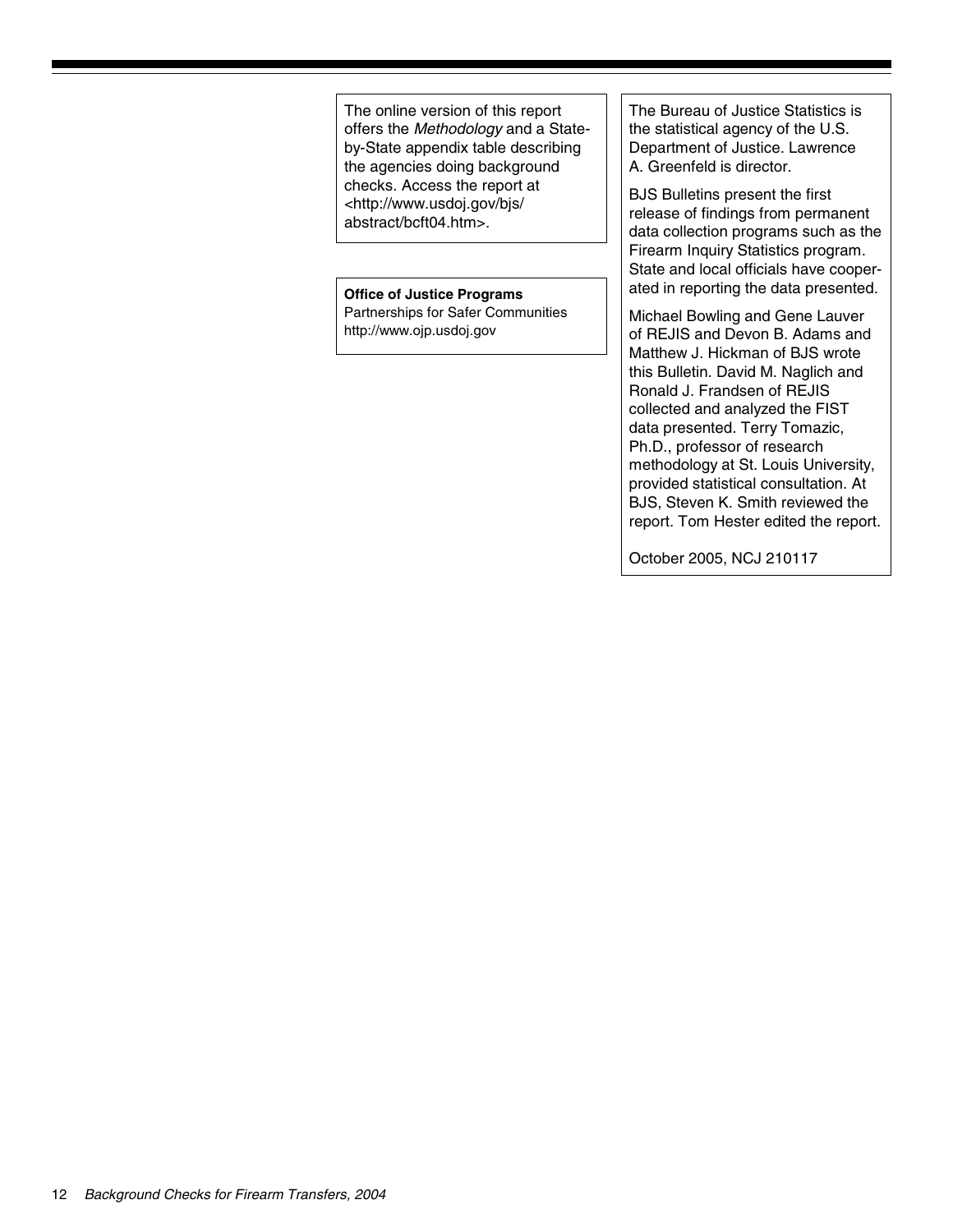The online version of this report offers the *Methodology* and a State-by-State appendix table describing the agencies doing background checks. Access the report at <http://www.usdoj.gov/bjs/abstract/bcft04.htm>.

**Office of Justice Programs**
Partnerships for Safer Communities
http://www.ojp.usdoj.gov

The Bureau of Justice Statistics is the statistical agency of the U.S. Department of Justice. Lawrence A. Greenfeld is director.

BJS Bulletins present the first release of findings from permanent data collection programs such as the Firearm Inquiry Statistics program. State and local officials have cooperated in reporting the data presented.

Michael Bowling and Gene Lauver of REJIS and Devon B. Adams and Matthew J. Hickman of BJS wrote this Bulletin. David M. Naglich and Ronald J. Frandsen of REJIS collected and analyzed the FIST data presented. Terry Tomazic, Ph.D., professor of research methodology at St. Louis University, provided statistical consultation. At BJS, Steven K. Smith reviewed the report. Tom Hester edited the report.

October 2005, NCJ 210117